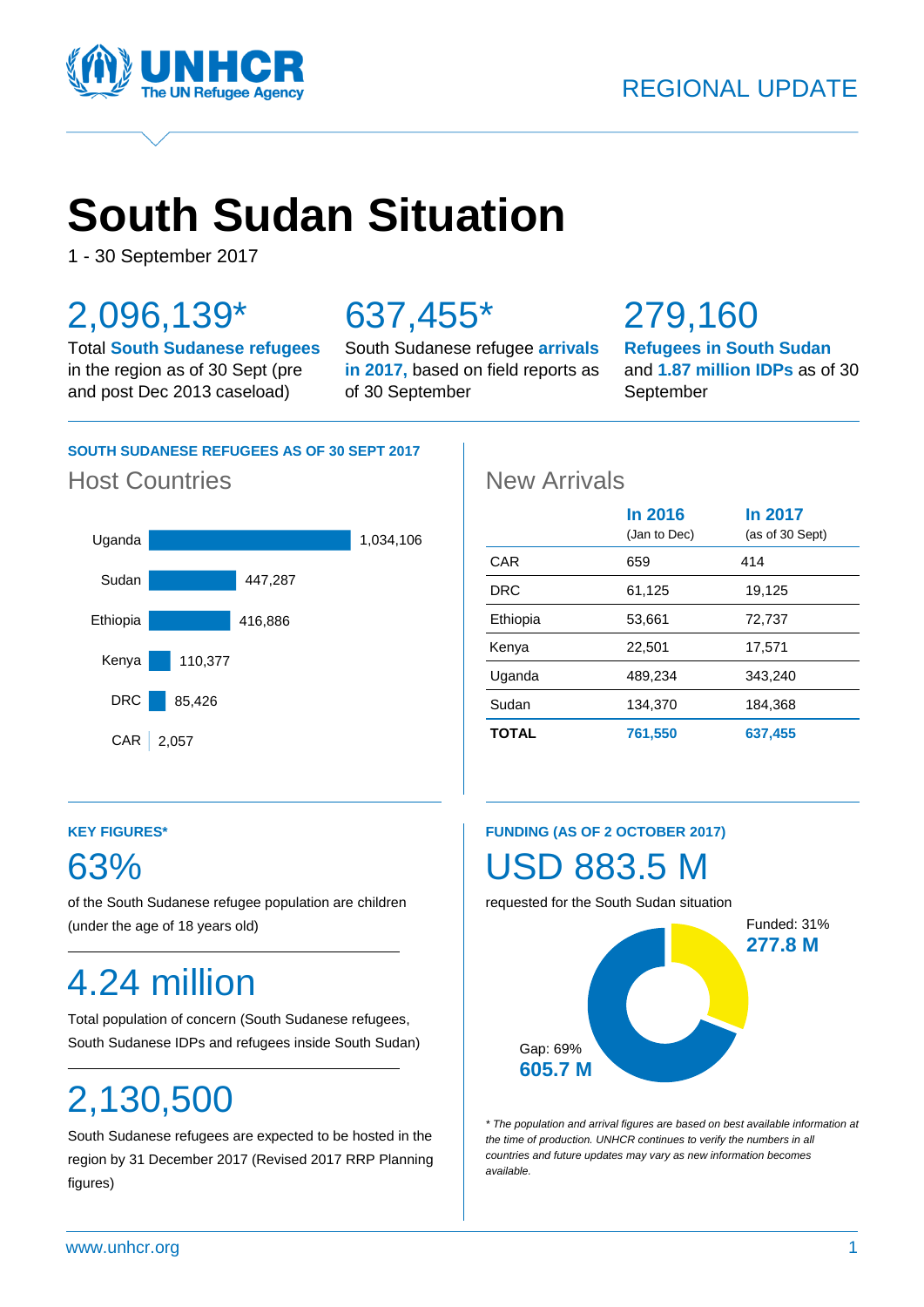UNHCR
The UN Refugee Agency

REGIONAL UPDATE

# South Sudan Situation

1 - 30 September 2017

**2,096,139***
Total **South Sudanese refugees** in the region as of 30 Sept (pre and post Dec 2013 caseload)

**637,455***
South Sudanese refugee **arrivals in 2017,** based on field reports as of 30 September

**279,160**
**Refugees in South Sudan** and **1.87 million IDPs** as of 30 September

**SOUTH SUDANESE REFUGEES AS OF 30 SEPT 2017**

## Host Countries

| Country | Refugees |
|---|---|
| Uganda | 1,034,106 |
| Sudan | 447,287 |
| Ethiopia | 416,886 |
| Kenya | 110,377 |
| DRC | 85,426 |
| CAR | 2,057 |

## New Arrivals

| | In 2016 (Jan to Dec) | In 2017 (as of 30 Sept) |
|---|---|---|
| CAR | 659 | 414 |
| DRC | 61,125 | 19,125 |
| Ethiopia | 53,661 | 72,737 |
| Kenya | 22,501 | 17,571 |
| Uganda | 489,234 | 343,240 |
| Sudan | 134,370 | 184,368 |
| **TOTAL** | **761,550** | **637,455** |

**KEY FIGURES***

**63%**
of the South Sudanese refugee population are children (under the age of 18 years old)

**4.24 million**
Total population of concern (South Sudanese refugees, South Sudanese IDPs and refugees inside South Sudan)

**2,130,500**
South Sudanese refugees are expected to be hosted in the region by 31 December 2017 (Revised 2017 RRP Planning figures)

**FUNDING (AS OF 2 OCTOBER 2017)**

**USD 883.5 M**
requested for the South Sudan situation

Funded: 31%
**277.8 M**

Gap: 69%
**605.7 M**

*\* The population and arrival figures are based on best available information at the time of production. UNHCR continues to verify the numbers in all countries and future updates may vary as new information becomes available.*

www.unhcr.org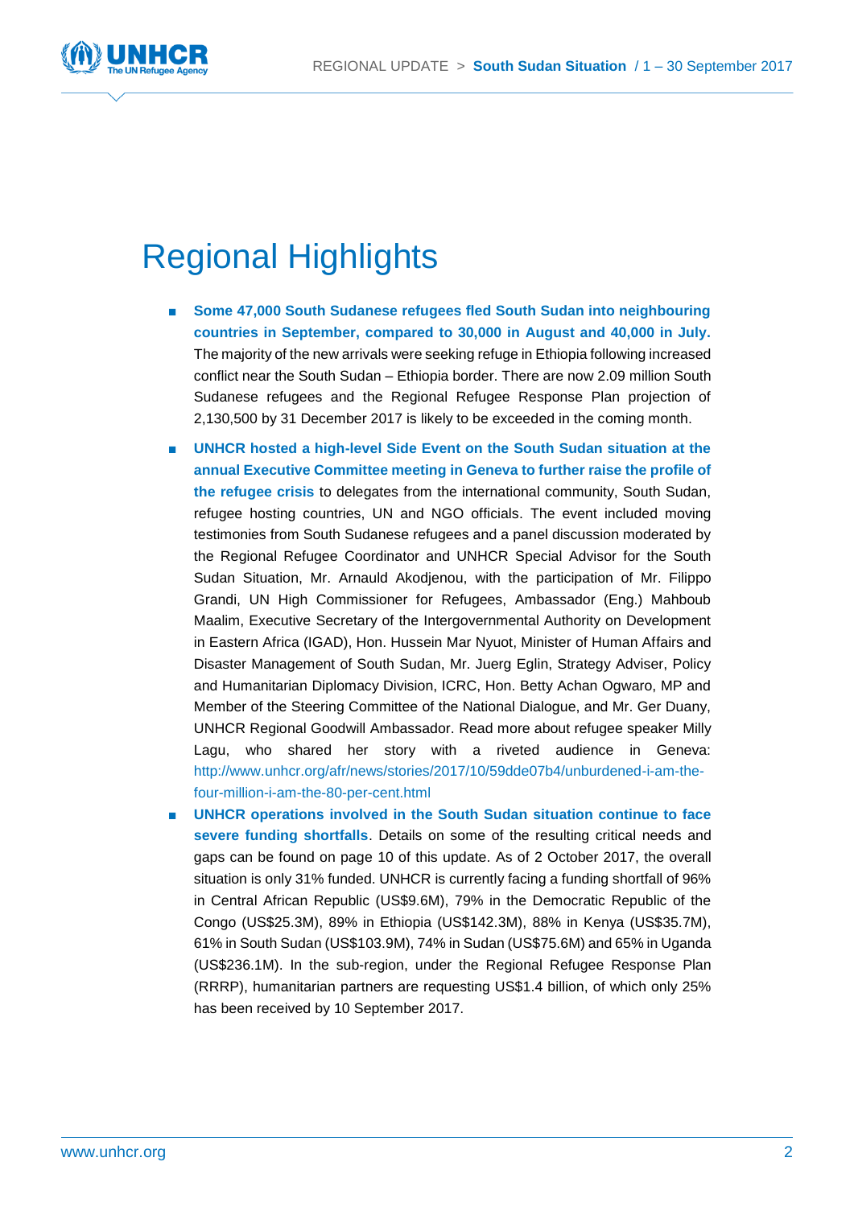# Regional Highlights

- **Some 47,000 South Sudanese refugees fled South Sudan into neighbouring countries in September, compared to 30,000 in August and 40,000 in July.** The majority of the new arrivals were seeking refuge in Ethiopia following increased conflict near the South Sudan – Ethiopia border. There are now 2.09 million South Sudanese refugees and the Regional Refugee Response Plan projection of 2,130,500 by 31 December 2017 is likely to be exceeded in the coming month.
- **UNHCR hosted a high-level Side Event on the South Sudan situation at the annual Executive Committee meeting in Geneva to further raise the profile of the refugee crisis** to delegates from the international community, South Sudan, refugee hosting countries, UN and NGO officials. The event included moving testimonies from South Sudanese refugees and a panel discussion moderated by the Regional Refugee Coordinator and UNHCR Special Advisor for the South Sudan Situation, Mr. Arnauld Akodjenou, with the participation of Mr. Filippo Grandi, UN High Commissioner for Refugees, Ambassador (Eng.) Mahboub Maalim, Executive Secretary of the Intergovernmental Authority on Development in Eastern Africa (IGAD), Hon. Hussein Mar Nyuot, Minister of Human Affairs and Disaster Management of South Sudan, Mr. Juerg Eglin, Strategy Adviser, Policy and Humanitarian Diplomacy Division, ICRC, Hon. Betty Achan Ogwaro, MP and Member of the Steering Committee of the National Dialogue, and Mr. Ger Duany, UNHCR Regional Goodwill Ambassador. Read more about refugee speaker Milly Lagu, who shared her story with a riveted audience in Geneva: http://www.unhcr.org/afr/news/stories/2017/10/59dde07b4/unburdened-i-am-the-four-million-i-am-the-80-per-cent.html
- **UNHCR operations involved in the South Sudan situation continue to face severe funding shortfalls**. Details on some of the resulting critical needs and gaps can be found on page 10 of this update. As of 2 October 2017, the overall situation is only 31% funded. UNHCR is currently facing a funding shortfall of 96% in Central African Republic (US$9.6M), 79% in the Democratic Republic of the Congo (US$25.3M), 89% in Ethiopia (US$142.3M), 88% in Kenya (US$35.7M), 61% in South Sudan (US$103.9M), 74% in Sudan (US$75.6M) and 65% in Uganda (US$236.1M). In the sub-region, under the Regional Refugee Response Plan (RRRP), humanitarian partners are requesting US$1.4 billion, of which only 25% has been received by 10 September 2017.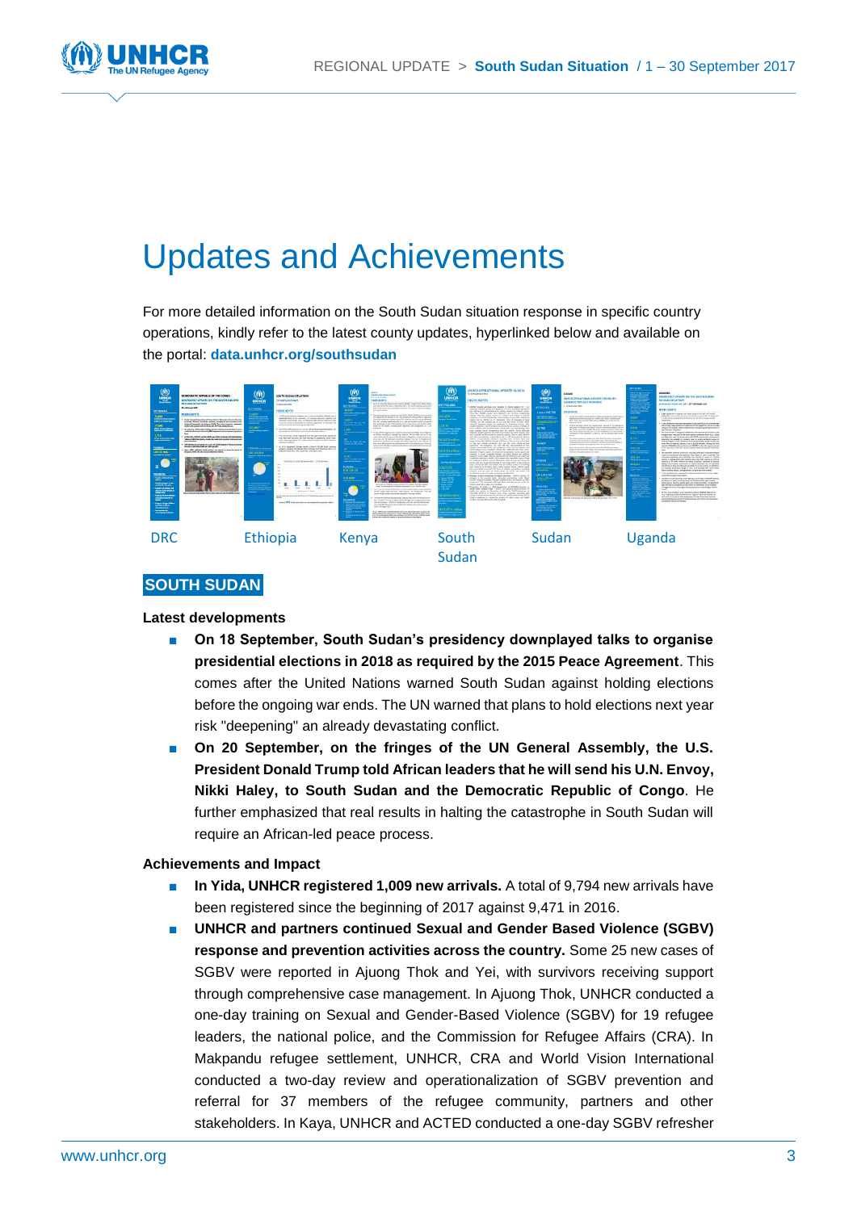# Updates and Achievements

For more detailed information on the South Sudan situation response in specific country operations, kindly refer to the latest county updates, hyperlinked below and available on the portal: **data.unhcr.org/southsudan**

DRC Ethiopia Kenya South Sudan Sudan Uganda

## SOUTH SUDAN

### Latest developments

- **On 18 September, South Sudan's presidency downplayed talks to organise presidential elections in 2018 as required by the 2015 Peace Agreement**. This comes after the United Nations warned South Sudan against holding elections before the ongoing war ends. The UN warned that plans to hold elections next year risk "deepening" an already devastating conflict.
- **On 20 September, on the fringes of the UN General Assembly, the U.S. President Donald Trump told African leaders that he will send his U.N. Envoy, Nikki Haley, to South Sudan and the Democratic Republic of Congo**. He further emphasized that real results in halting the catastrophe in South Sudan will require an African-led peace process.

### Achievements and Impact

- **In Yida, UNHCR registered 1,009 new arrivals.** A total of 9,794 new arrivals have been registered since the beginning of 2017 against 9,471 in 2016.
- **UNHCR and partners continued Sexual and Gender Based Violence (SGBV) response and prevention activities across the country.** Some 25 new cases of SGBV were reported in Ajuong Thok and Yei, with survivors receiving support through comprehensive case management. In Ajuong Thok, UNHCR conducted a one-day training on Sexual and Gender-Based Violence (SGBV) for 19 refugee leaders, the national police, and the Commission for Refugee Affairs (CRA). In Makpandu refugee settlement, UNHCR, CRA and World Vision International conducted a two-day review and operationalization of SGBV prevention and referral for 37 members of the refugee community, partners and other stakeholders. In Kaya, UNHCR and ACTED conducted a one-day SGBV refresher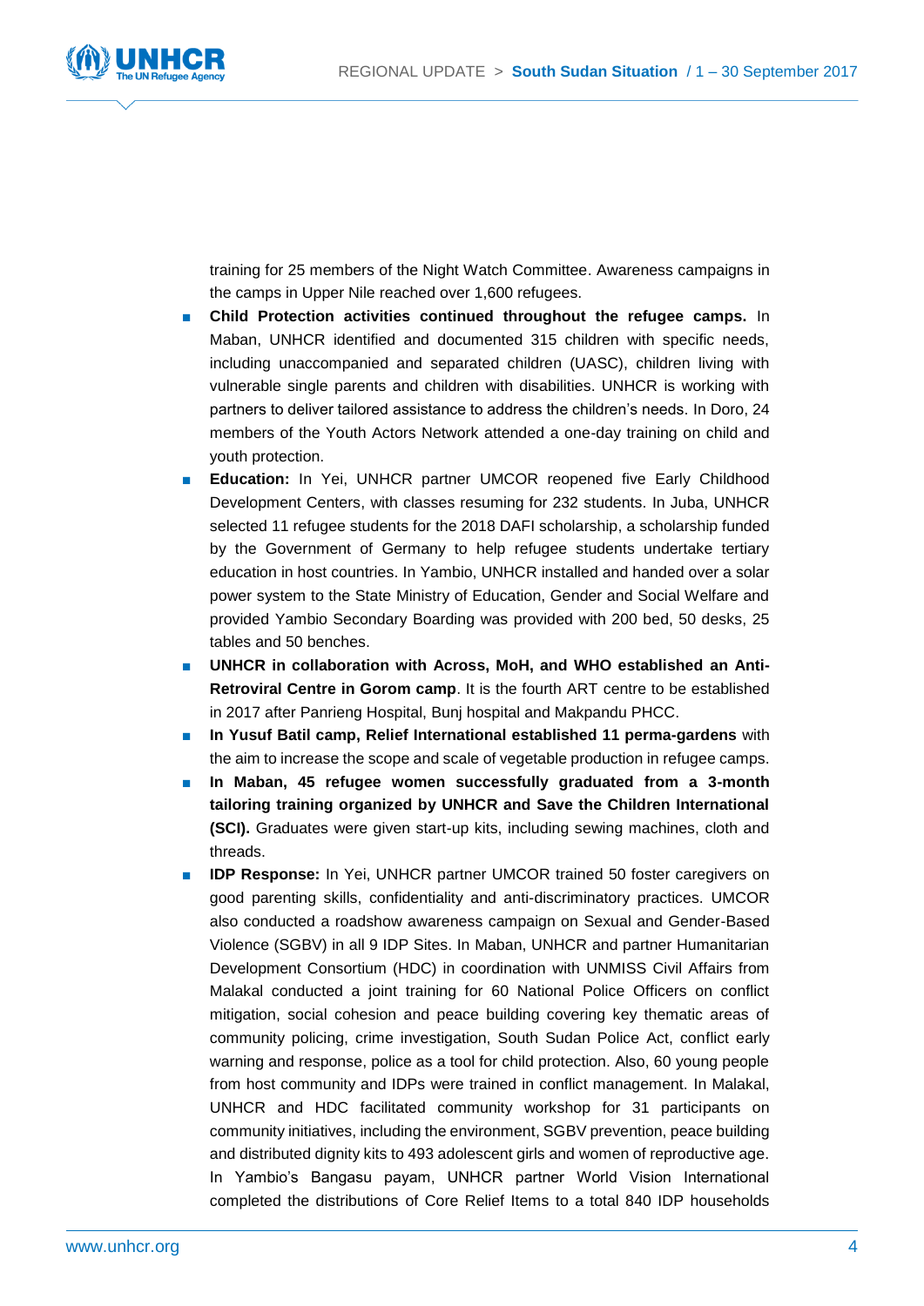training for 25 members of the Night Watch Committee. Awareness campaigns in the camps in Upper Nile reached over 1,600 refugees.

- **Child Protection activities continued throughout the refugee camps.** In Maban, UNHCR identified and documented 315 children with specific needs, including unaccompanied and separated children (UASC), children living with vulnerable single parents and children with disabilities. UNHCR is working with partners to deliver tailored assistance to address the children's needs. In Doro, 24 members of the Youth Actors Network attended a one-day training on child and youth protection.
- **Education:** In Yei, UNHCR partner UMCOR reopened five Early Childhood Development Centers, with classes resuming for 232 students. In Juba, UNHCR selected 11 refugee students for the 2018 DAFI scholarship, a scholarship funded by the Government of Germany to help refugee students undertake tertiary education in host countries. In Yambio, UNHCR installed and handed over a solar power system to the State Ministry of Education, Gender and Social Welfare and provided Yambio Secondary Boarding was provided with 200 bed, 50 desks, 25 tables and 50 benches.
- **UNHCR in collaboration with Across, MoH, and WHO established an Anti-Retroviral Centre in Gorom camp**. It is the fourth ART centre to be established in 2017 after Panrieng Hospital, Bunj hospital and Makpandu PHCC.
- **In Yusuf Batil camp, Relief International established 11 perma-gardens** with the aim to increase the scope and scale of vegetable production in refugee camps.
- **In Maban, 45 refugee women successfully graduated from a 3-month tailoring training organized by UNHCR and Save the Children International (SCI).** Graduates were given start-up kits, including sewing machines, cloth and threads.
- **IDP Response:** In Yei, UNHCR partner UMCOR trained 50 foster caregivers on good parenting skills, confidentiality and anti-discriminatory practices. UMCOR also conducted a roadshow awareness campaign on Sexual and Gender-Based Violence (SGBV) in all 9 IDP Sites. In Maban, UNHCR and partner Humanitarian Development Consortium (HDC) in coordination with UNMISS Civil Affairs from Malakal conducted a joint training for 60 National Police Officers on conflict mitigation, social cohesion and peace building covering key thematic areas of community policing, crime investigation, South Sudan Police Act, conflict early warning and response, police as a tool for child protection. Also, 60 young people from host community and IDPs were trained in conflict management. In Malakal, UNHCR and HDC facilitated community workshop for 31 participants on community initiatives, including the environment, SGBV prevention, peace building and distributed dignity kits to 493 adolescent girls and women of reproductive age. In Yambio's Bangasu payam, UNHCR partner World Vision International completed the distributions of Core Relief Items to a total 840 IDP households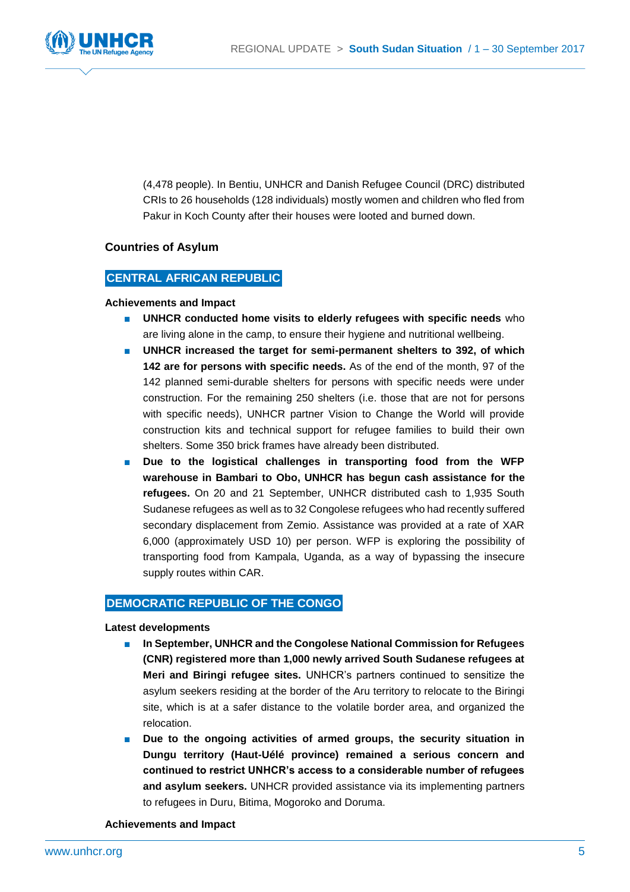(4,478 people). In Bentiu, UNHCR and Danish Refugee Council (DRC) distributed CRIs to 26 households (128 individuals) mostly women and children who fled from Pakur in Koch County after their houses were looted and burned down.

### Countries of Asylum

## CENTRAL AFRICAN REPUBLIC

**Achievements and Impact**

- **UNHCR conducted home visits to elderly refugees with specific needs** who are living alone in the camp, to ensure their hygiene and nutritional wellbeing.
- **UNHCR increased the target for semi-permanent shelters to 392, of which 142 are for persons with specific needs.** As of the end of the month, 97 of the 142 planned semi-durable shelters for persons with specific needs were under construction. For the remaining 250 shelters (i.e. those that are not for persons with specific needs), UNHCR partner Vision to Change the World will provide construction kits and technical support for refugee families to build their own shelters. Some 350 brick frames have already been distributed.
- **Due to the logistical challenges in transporting food from the WFP warehouse in Bambari to Obo, UNHCR has begun cash assistance for the refugees.** On 20 and 21 September, UNHCR distributed cash to 1,935 South Sudanese refugees as well as to 32 Congolese refugees who had recently suffered secondary displacement from Zemio. Assistance was provided at a rate of XAR 6,000 (approximately USD 10) per person. WFP is exploring the possibility of transporting food from Kampala, Uganda, as a way of bypassing the insecure supply routes within CAR.

## DEMOCRATIC REPUBLIC OF THE CONGO

**Latest developments**

- **In September, UNHCR and the Congolese National Commission for Refugees (CNR) registered more than 1,000 newly arrived South Sudanese refugees at Meri and Biringi refugee sites.** UNHCR's partners continued to sensitize the asylum seekers residing at the border of the Aru territory to relocate to the Biringi site, which is at a safer distance to the volatile border area, and organized the relocation.
- **Due to the ongoing activities of armed groups, the security situation in Dungu territory (Haut-Uélé province) remained a serious concern and continued to restrict UNHCR's access to a considerable number of refugees and asylum seekers.** UNHCR provided assistance via its implementing partners to refugees in Duru, Bitima, Mogoroko and Doruma.

**Achievements and Impact**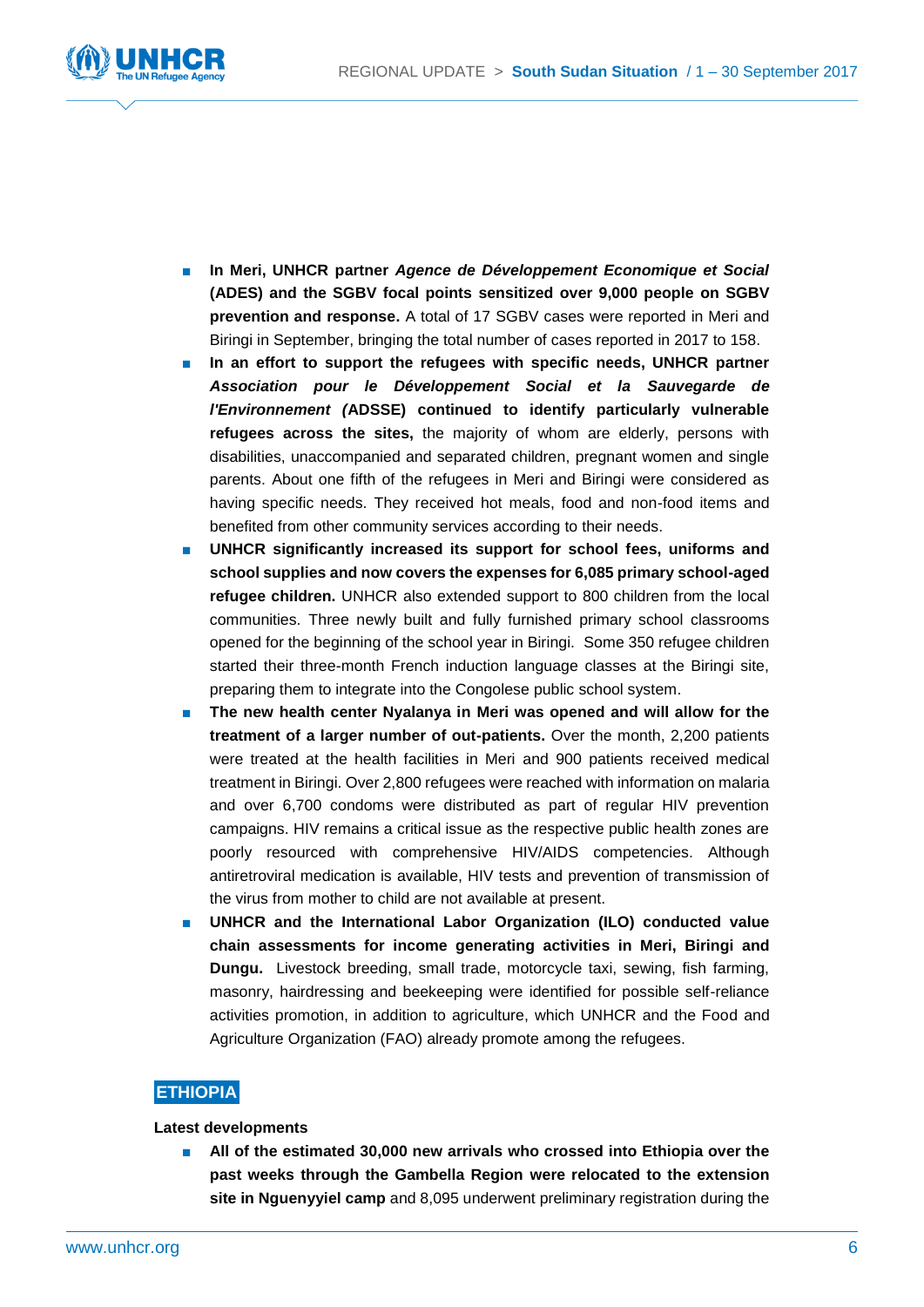- **In Meri, UNHCR partner *Agence de Développement Economique et Social* (ADES) and the SGBV focal points sensitized over 9,000 people on SGBV prevention and response.** A total of 17 SGBV cases were reported in Meri and Biringi in September, bringing the total number of cases reported in 2017 to 158.
- **In an effort to support the refugees with specific needs, UNHCR partner *Association pour le Développement Social et la Sauvegarde de l'Environnement (*ADSSE) continued to identify particularly vulnerable refugees across the sites,** the majority of whom are elderly, persons with disabilities, unaccompanied and separated children, pregnant women and single parents. About one fifth of the refugees in Meri and Biringi were considered as having specific needs. They received hot meals, food and non-food items and benefited from other community services according to their needs.
- **UNHCR significantly increased its support for school fees, uniforms and school supplies and now covers the expenses for 6,085 primary school-aged refugee children.** UNHCR also extended support to 800 children from the local communities. Three newly built and fully furnished primary school classrooms opened for the beginning of the school year in Biringi. Some 350 refugee children started their three-month French induction language classes at the Biringi site, preparing them to integrate into the Congolese public school system.
- **The new health center Nyalanya in Meri was opened and will allow for the treatment of a larger number of out-patients.** Over the month, 2,200 patients were treated at the health facilities in Meri and 900 patients received medical treatment in Biringi. Over 2,800 refugees were reached with information on malaria and over 6,700 condoms were distributed as part of regular HIV prevention campaigns. HIV remains a critical issue as the respective public health zones are poorly resourced with comprehensive HIV/AIDS competencies. Although antiretroviral medication is available, HIV tests and prevention of transmission of the virus from mother to child are not available at present.
- **UNHCR and the International Labor Organization (ILO) conducted value chain assessments for income generating activities in Meri, Biringi and Dungu.** Livestock breeding, small trade, motorcycle taxi, sewing, fish farming, masonry, hairdressing and beekeeping were identified for possible self-reliance activities promotion, in addition to agriculture, which UNHCR and the Food and Agriculture Organization (FAO) already promote among the refugees.

## ETHIOPIA

**Latest developments**

- **All of the estimated 30,000 new arrivals who crossed into Ethiopia over the past weeks through the Gambella Region were relocated to the extension site in Nguenyyiel camp** and 8,095 underwent preliminary registration during the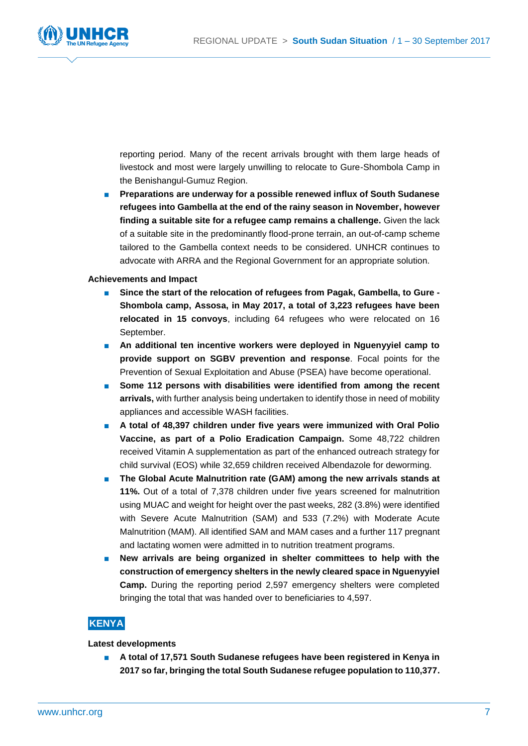reporting period. Many of the recent arrivals brought with them large heads of livestock and most were largely unwilling to relocate to Gure-Shombola Camp in the Benishangul-Gumuz Region.

- **Preparations are underway for a possible renewed influx of South Sudanese refugees into Gambella at the end of the rainy season in November, however finding a suitable site for a refugee camp remains a challenge.** Given the lack of a suitable site in the predominantly flood-prone terrain, an out-of-camp scheme tailored to the Gambella context needs to be considered. UNHCR continues to advocate with ARRA and the Regional Government for an appropriate solution.

**Achievements and Impact**

- **Since the start of the relocation of refugees from Pagak, Gambella, to Gure - Shombola camp, Assosa, in May 2017, a total of 3,223 refugees have been relocated in 15 convoys**, including 64 refugees who were relocated on 16 September.
- **An additional ten incentive workers were deployed in Nguenyyiel camp to provide support on SGBV prevention and response**. Focal points for the Prevention of Sexual Exploitation and Abuse (PSEA) have become operational.
- **Some 112 persons with disabilities were identified from among the recent arrivals,** with further analysis being undertaken to identify those in need of mobility appliances and accessible WASH facilities.
- **A total of 48,397 children under five years were immunized with Oral Polio Vaccine, as part of a Polio Eradication Campaign.** Some 48,722 children received Vitamin A supplementation as part of the enhanced outreach strategy for child survival (EOS) while 32,659 children received Albendazole for deworming.
- **The Global Acute Malnutrition rate (GAM) among the new arrivals stands at 11%.** Out of a total of 7,378 children under five years screened for malnutrition using MUAC and weight for height over the past weeks, 282 (3.8%) were identified with Severe Acute Malnutrition (SAM) and 533 (7.2%) with Moderate Acute Malnutrition (MAM). All identified SAM and MAM cases and a further 117 pregnant and lactating women were admitted in to nutrition treatment programs.
- **New arrivals are being organized in shelter committees to help with the construction of emergency shelters in the newly cleared space in Nguenyyiel Camp.** During the reporting period 2,597 emergency shelters were completed bringing the total that was handed over to beneficiaries to 4,597.

## KENYA

**Latest developments**

- **A total of 17,571 South Sudanese refugees have been registered in Kenya in 2017 so far, bringing the total South Sudanese refugee population to 110,377.**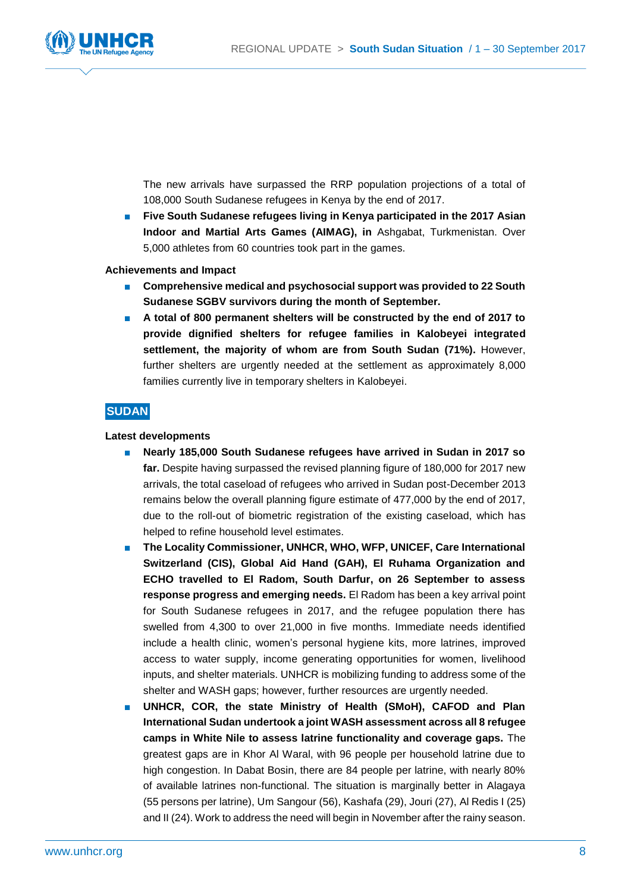The new arrivals have surpassed the RRP population projections of a total of 108,000 South Sudanese refugees in Kenya by the end of 2017.

- **Five South Sudanese refugees living in Kenya participated in the 2017 Asian Indoor and Martial Arts Games (AIMAG), in** Ashgabat, Turkmenistan. Over 5,000 athletes from 60 countries took part in the games.

**Achievements and Impact**

- **Comprehensive medical and psychosocial support was provided to 22 South Sudanese SGBV survivors during the month of September.**
- **A total of 800 permanent shelters will be constructed by the end of 2017 to provide dignified shelters for refugee families in Kalobeyei integrated settlement, the majority of whom are from South Sudan (71%).** However, further shelters are urgently needed at the settlement as approximately 8,000 families currently live in temporary shelters in Kalobeyei.

## SUDAN

**Latest developments**

- **Nearly 185,000 South Sudanese refugees have arrived in Sudan in 2017 so far.** Despite having surpassed the revised planning figure of 180,000 for 2017 new arrivals, the total caseload of refugees who arrived in Sudan post-December 2013 remains below the overall planning figure estimate of 477,000 by the end of 2017, due to the roll-out of biometric registration of the existing caseload, which has helped to refine household level estimates.
- **The Locality Commissioner, UNHCR, WHO, WFP, UNICEF, Care International Switzerland (CIS), Global Aid Hand (GAH), El Ruhama Organization and ECHO travelled to El Radom, South Darfur, on 26 September to assess response progress and emerging needs.** El Radom has been a key arrival point for South Sudanese refugees in 2017, and the refugee population there has swelled from 4,300 to over 21,000 in five months. Immediate needs identified include a health clinic, women's personal hygiene kits, more latrines, improved access to water supply, income generating opportunities for women, livelihood inputs, and shelter materials. UNHCR is mobilizing funding to address some of the shelter and WASH gaps; however, further resources are urgently needed.
- **UNHCR, COR, the state Ministry of Health (SMoH), CAFOD and Plan International Sudan undertook a joint WASH assessment across all 8 refugee camps in White Nile to assess latrine functionality and coverage gaps.** The greatest gaps are in Khor Al Waral, with 96 people per household latrine due to high congestion. In Dabat Bosin, there are 84 people per latrine, with nearly 80% of available latrines non-functional. The situation is marginally better in Alagaya (55 persons per latrine), Um Sangour (56), Kashafa (29), Jouri (27), Al Redis I (25) and II (24). Work to address the need will begin in November after the rainy season.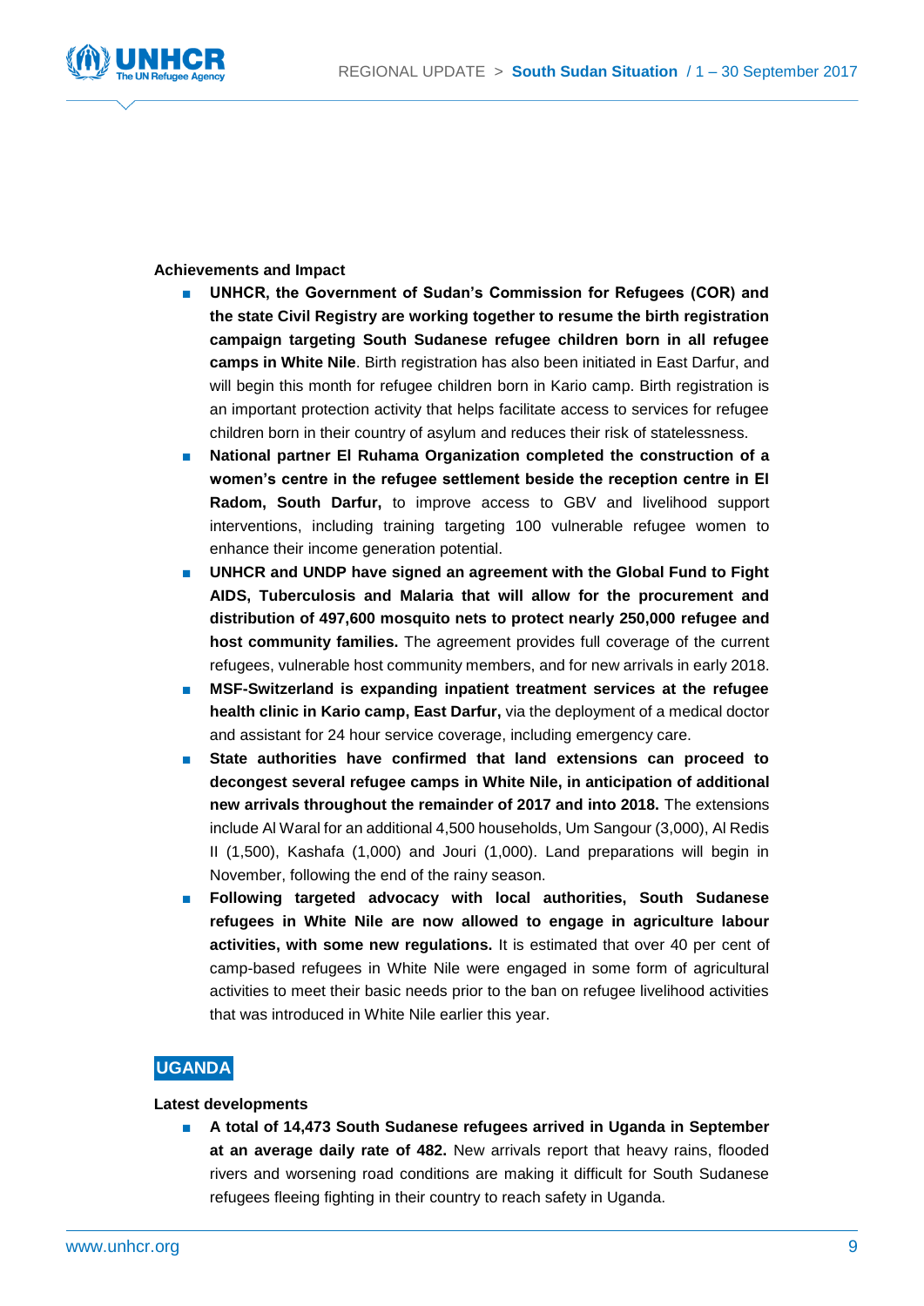**Achievements and Impact**

- **UNHCR, the Government of Sudan's Commission for Refugees (COR) and the state Civil Registry are working together to resume the birth registration campaign targeting South Sudanese refugee children born in all refugee camps in White Nile**. Birth registration has also been initiated in East Darfur, and will begin this month for refugee children born in Kario camp. Birth registration is an important protection activity that helps facilitate access to services for refugee children born in their country of asylum and reduces their risk of statelessness.
- **National partner El Ruhama Organization completed the construction of a women's centre in the refugee settlement beside the reception centre in El Radom, South Darfur,** to improve access to GBV and livelihood support interventions, including training targeting 100 vulnerable refugee women to enhance their income generation potential.
- **UNHCR and UNDP have signed an agreement with the Global Fund to Fight AIDS, Tuberculosis and Malaria that will allow for the procurement and distribution of 497,600 mosquito nets to protect nearly 250,000 refugee and host community families.** The agreement provides full coverage of the current refugees, vulnerable host community members, and for new arrivals in early 2018.
- **MSF-Switzerland is expanding inpatient treatment services at the refugee health clinic in Kario camp, East Darfur,** via the deployment of a medical doctor and assistant for 24 hour service coverage, including emergency care.
- **State authorities have confirmed that land extensions can proceed to decongest several refugee camps in White Nile, in anticipation of additional new arrivals throughout the remainder of 2017 and into 2018.** The extensions include Al Waral for an additional 4,500 households, Um Sangour (3,000), Al Redis II (1,500), Kashafa (1,000) and Jouri (1,000). Land preparations will begin in November, following the end of the rainy season.
- **Following targeted advocacy with local authorities, South Sudanese refugees in White Nile are now allowed to engage in agriculture labour activities, with some new regulations.** It is estimated that over 40 per cent of camp-based refugees in White Nile were engaged in some form of agricultural activities to meet their basic needs prior to the ban on refugee livelihood activities that was introduced in White Nile earlier this year.

## UGANDA

**Latest developments**

- **A total of 14,473 South Sudanese refugees arrived in Uganda in September at an average daily rate of 482.** New arrivals report that heavy rains, flooded rivers and worsening road conditions are making it difficult for South Sudanese refugees fleeing fighting in their country to reach safety in Uganda.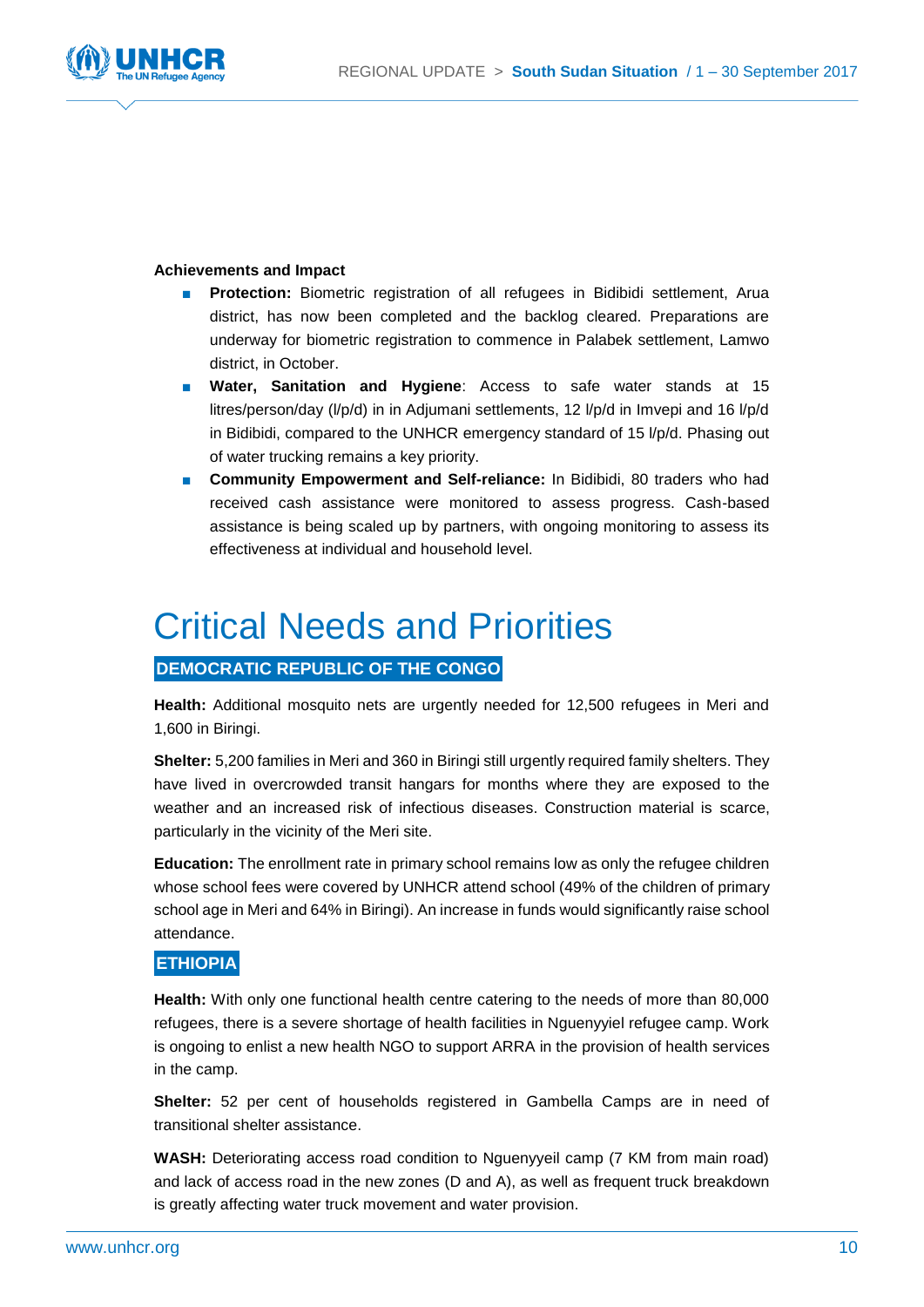**Achievements and Impact**

- **Protection:** Biometric registration of all refugees in Bidibidi settlement, Arua district, has now been completed and the backlog cleared. Preparations are underway for biometric registration to commence in Palabek settlement, Lamwo district, in October.
- **Water, Sanitation and Hygiene**: Access to safe water stands at 15 litres/person/day (l/p/d) in in Adjumani settlements, 12 l/p/d in Imvepi and 16 l/p/d in Bidibidi, compared to the UNHCR emergency standard of 15 l/p/d. Phasing out of water trucking remains a key priority.
- **Community Empowerment and Self-reliance:** In Bidibidi, 80 traders who had received cash assistance were monitored to assess progress. Cash-based assistance is being scaled up by partners, with ongoing monitoring to assess its effectiveness at individual and household level.

# Critical Needs and Priorities

## DEMOCRATIC REPUBLIC OF THE CONGO

**Health:** Additional mosquito nets are urgently needed for 12,500 refugees in Meri and 1,600 in Biringi.

**Shelter:** 5,200 families in Meri and 360 in Biringi still urgently required family shelters. They have lived in overcrowded transit hangars for months where they are exposed to the weather and an increased risk of infectious diseases. Construction material is scarce, particularly in the vicinity of the Meri site.

**Education:** The enrollment rate in primary school remains low as only the refugee children whose school fees were covered by UNHCR attend school (49% of the children of primary school age in Meri and 64% in Biringi). An increase in funds would significantly raise school attendance.

## ETHIOPIA

**Health:** With only one functional health centre catering to the needs of more than 80,000 refugees, there is a severe shortage of health facilities in Nguenyyiel refugee camp. Work is ongoing to enlist a new health NGO to support ARRA in the provision of health services in the camp.

**Shelter:** 52 per cent of households registered in Gambella Camps are in need of transitional shelter assistance.

**WASH:** Deteriorating access road condition to Nguenyyeil camp (7 KM from main road) and lack of access road in the new zones (D and A), as well as frequent truck breakdown is greatly affecting water truck movement and water provision.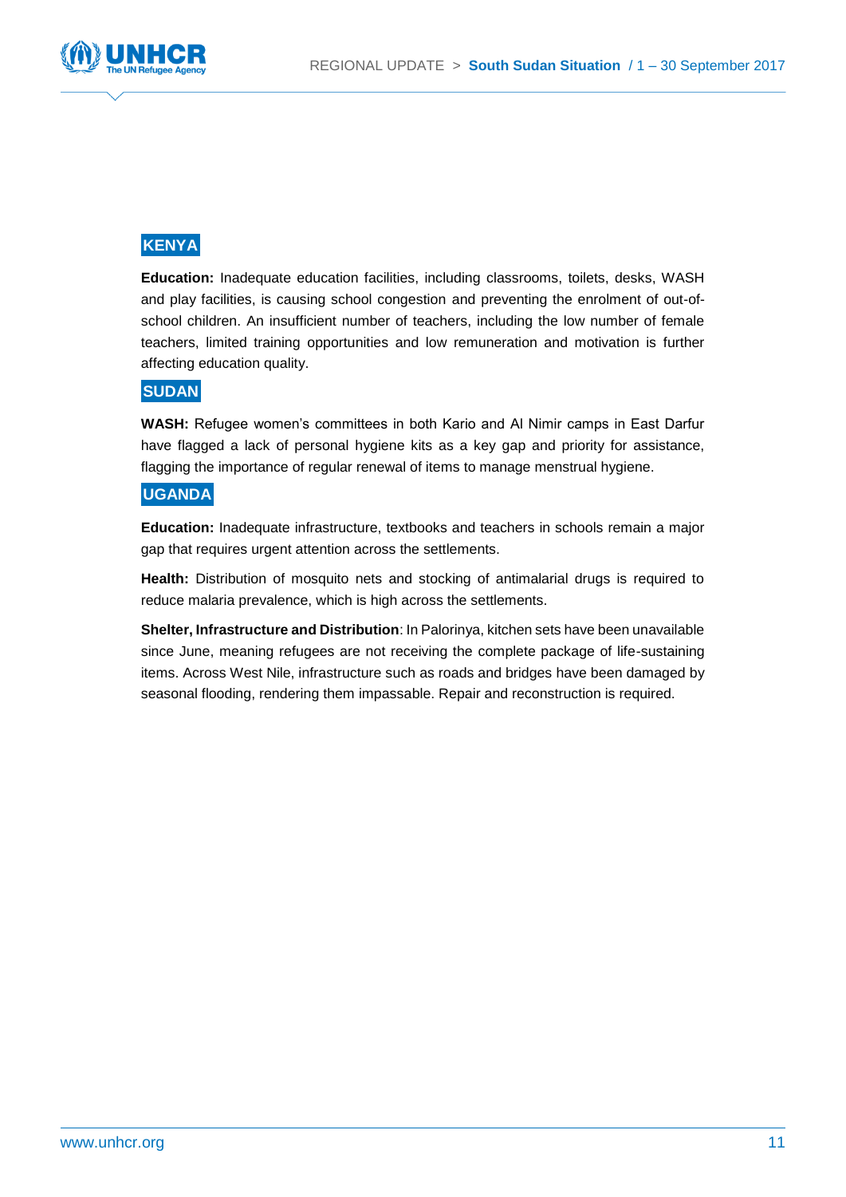## KENYA

**Education:** Inadequate education facilities, including classrooms, toilets, desks, WASH and play facilities, is causing school congestion and preventing the enrolment of out-of-school children. An insufficient number of teachers, including the low number of female teachers, limited training opportunities and low remuneration and motivation is further affecting education quality.

## SUDAN

**WASH:** Refugee women's committees in both Kario and Al Nimir camps in East Darfur have flagged a lack of personal hygiene kits as a key gap and priority for assistance, flagging the importance of regular renewal of items to manage menstrual hygiene.

## UGANDA

**Education:** Inadequate infrastructure, textbooks and teachers in schools remain a major gap that requires urgent attention across the settlements.

**Health:** Distribution of mosquito nets and stocking of antimalarial drugs is required to reduce malaria prevalence, which is high across the settlements.

**Shelter, Infrastructure and Distribution**: In Palorinya, kitchen sets have been unavailable since June, meaning refugees are not receiving the complete package of life-sustaining items. Across West Nile, infrastructure such as roads and bridges have been damaged by seasonal flooding, rendering them impassable. Repair and reconstruction is required.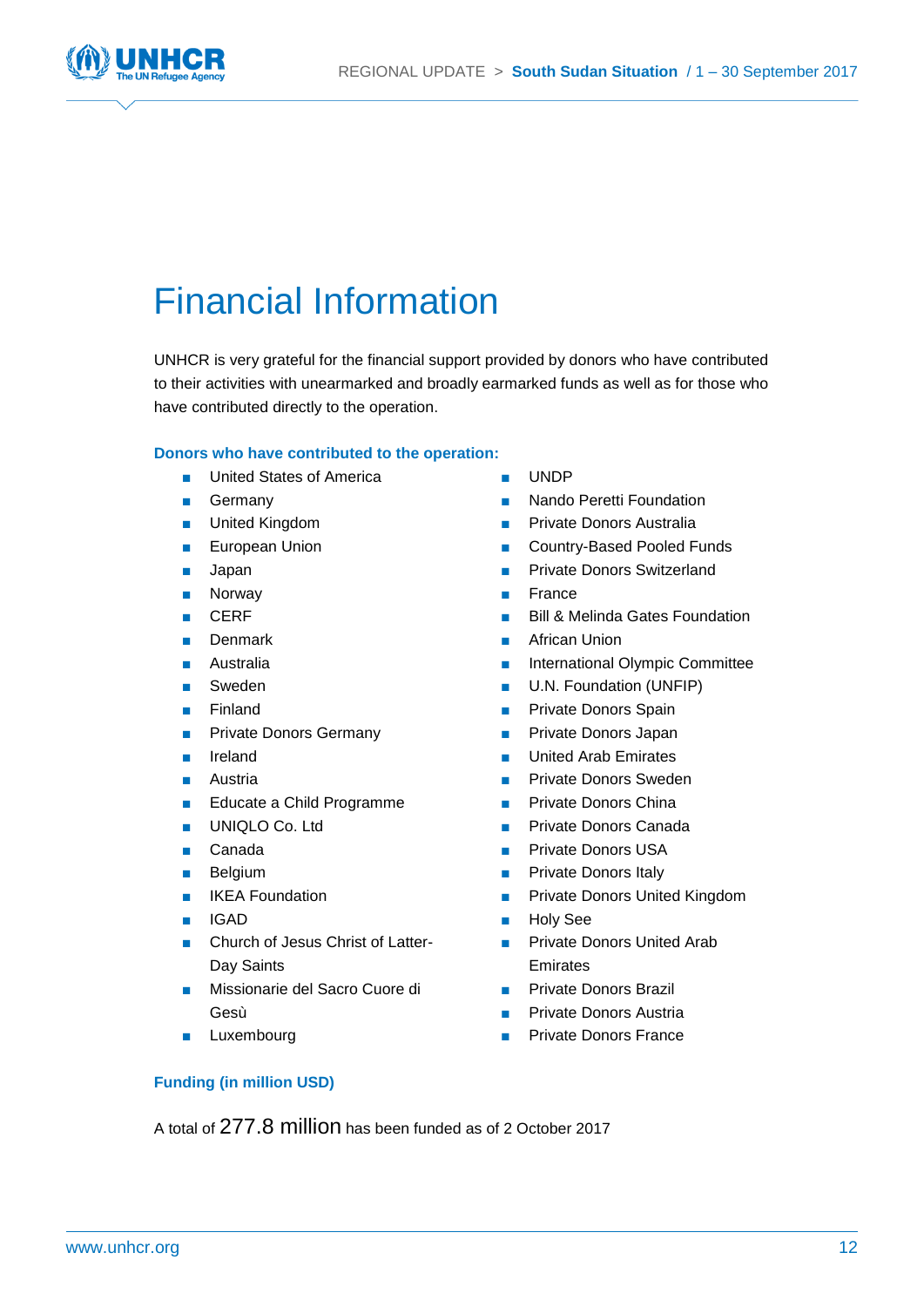# Financial Information

UNHCR is very grateful for the financial support provided by donors who have contributed to their activities with unearmarked and broadly earmarked funds as well as for those who have contributed directly to the operation.

**Donors who have contributed to the operation:**

- United States of America
- Germany
- United Kingdom
- European Union
- Japan
- Norway
- CERF
- Denmark
- Australia
- Sweden
- Finland
- Private Donors Germany
- Ireland
- Austria
- Educate a Child Programme
- UNIQLO Co. Ltd
- Canada
- Belgium
- IKEA Foundation
- IGAD
- Church of Jesus Christ of Latter-Day Saints
- Missionarie del Sacro Cuore di Gesù
- Luxembourg
- UNDP
- Nando Peretti Foundation
- Private Donors Australia
- Country-Based Pooled Funds
- Private Donors Switzerland
- France
- Bill & Melinda Gates Foundation
- African Union
- International Olympic Committee
- U.N. Foundation (UNFIP)
- Private Donors Spain
- Private Donors Japan
- United Arab Emirates
- Private Donors Sweden
- Private Donors China
- Private Donors Canada
- Private Donors USA
- Private Donors Italy
- Private Donors United Kingdom
- Holy See
- Private Donors United Arab Emirates
- Private Donors Brazil
- Private Donors Austria
- Private Donors France

**Funding (in million USD)**

A total of 277.8 million has been funded as of 2 October 2017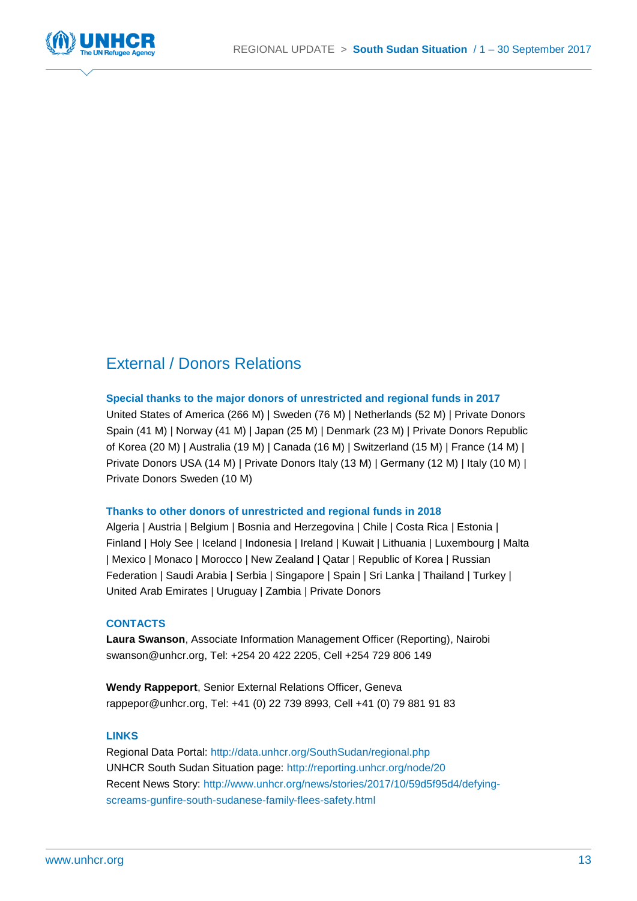## External / Donors Relations

**Special thanks to the major donors of unrestricted and regional funds in 2017**

United States of America (266 M) | Sweden (76 M) | Netherlands (52 M) | Private Donors Spain (41 M) | Norway (41 M) | Japan (25 M) | Denmark (23 M) | Private Donors Republic of Korea (20 M) | Australia (19 M) | Canada (16 M) | Switzerland (15 M) | France (14 M) | Private Donors USA (14 M) | Private Donors Italy (13 M) | Germany (12 M) | Italy (10 M) | Private Donors Sweden (10 M)

**Thanks to other donors of unrestricted and regional funds in 2018**

Algeria | Austria | Belgium | Bosnia and Herzegovina | Chile | Costa Rica | Estonia | Finland | Holy See | Iceland | Indonesia | Ireland | Kuwait | Lithuania | Luxembourg | Malta | Mexico | Monaco | Morocco | New Zealand | Qatar | Republic of Korea | Russian Federation | Saudi Arabia | Serbia | Singapore | Spain | Sri Lanka | Thailand | Turkey | United Arab Emirates | Uruguay | Zambia | Private Donors

**CONTACTS**

**Laura Swanson**, Associate Information Management Officer (Reporting), Nairobi
swanson@unhcr.org, Tel: +254 20 422 2205, Cell +254 729 806 149

**Wendy Rappeport**, Senior External Relations Officer, Geneva
rappepor@unhcr.org, Tel: +41 (0) 22 739 8993, Cell +41 (0) 79 881 91 83

**LINKS**

Regional Data Portal: http://data.unhcr.org/SouthSudan/regional.php
UNHCR South Sudan Situation page: http://reporting.unhcr.org/node/20
Recent News Story: http://www.unhcr.org/news/stories/2017/10/59d5f95d4/defying-screams-gunfire-south-sudanese-family-flees-safety.html